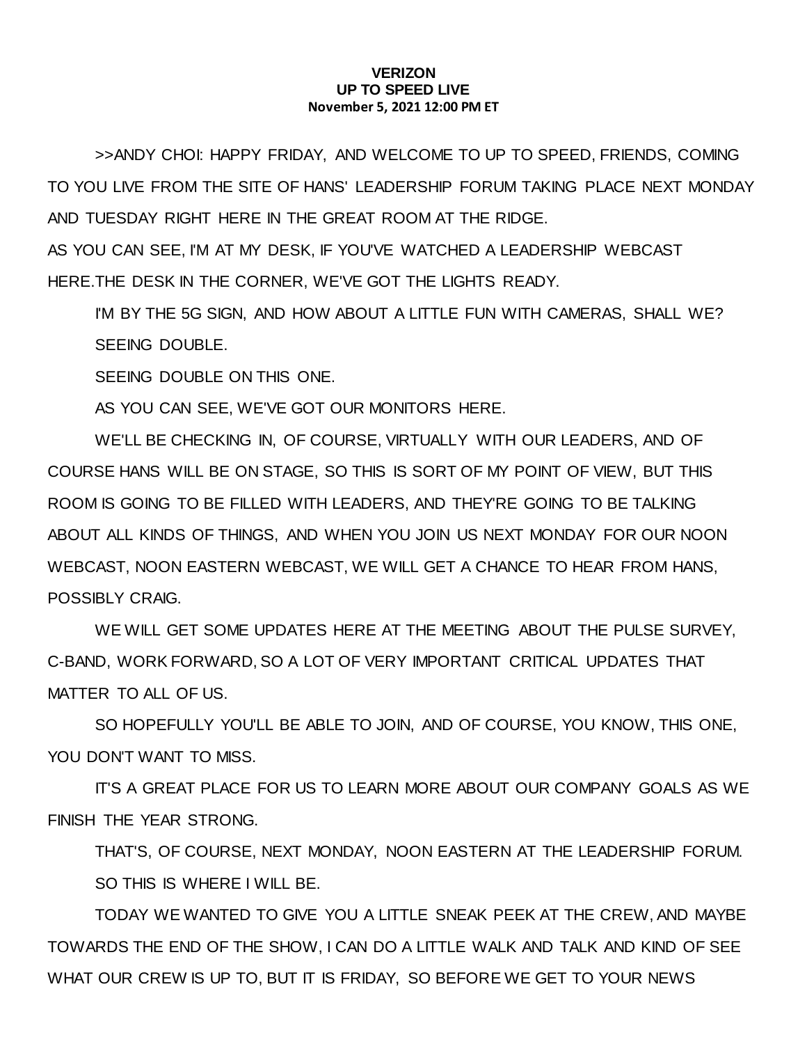**VERIZON**
**UP TO SPEED LIVE**
**November 5, 2021 12:00 PM ET**

>>ANDY CHOI: HAPPY FRIDAY, AND WELCOME TO UP TO SPEED, FRIENDS, COMING TO YOU LIVE FROM THE SITE OF HANS' LEADERSHIP FORUM TAKING PLACE NEXT MONDAY AND TUESDAY RIGHT HERE IN THE GREAT ROOM AT THE RIDGE.
AS YOU CAN SEE, I'M AT MY DESK, IF YOU'VE WATCHED A LEADERSHIP WEBCAST HERE.THE DESK IN THE CORNER, WE'VE GOT THE LIGHTS READY.

I'M BY THE 5G SIGN, AND HOW ABOUT A LITTLE FUN WITH CAMERAS, SHALL WE?

SEEING DOUBLE.

SEEING DOUBLE ON THIS ONE.

AS YOU CAN SEE, WE'VE GOT OUR MONITORS HERE.

WE'LL BE CHECKING IN, OF COURSE, VIRTUALLY WITH OUR LEADERS, AND OF COURSE HANS WILL BE ON STAGE, SO THIS IS SORT OF MY POINT OF VIEW, BUT THIS ROOM IS GOING TO BE FILLED WITH LEADERS, AND THEY'RE GOING TO BE TALKING ABOUT ALL KINDS OF THINGS, AND WHEN YOU JOIN US NEXT MONDAY FOR OUR NOON WEBCAST, NOON EASTERN WEBCAST, WE WILL GET A CHANCE TO HEAR FROM HANS, POSSIBLY CRAIG.

WE WILL GET SOME UPDATES HERE AT THE MEETING ABOUT THE PULSE SURVEY, C-BAND, WORK FORWARD, SO A LOT OF VERY IMPORTANT CRITICAL UPDATES THAT MATTER TO ALL OF US.

SO HOPEFULLY YOU'LL BE ABLE TO JOIN, AND OF COURSE, YOU KNOW, THIS ONE, YOU DON'T WANT TO MISS.

IT'S A GREAT PLACE FOR US TO LEARN MORE ABOUT OUR COMPANY GOALS AS WE FINISH THE YEAR STRONG.

THAT'S, OF COURSE, NEXT MONDAY, NOON EASTERN AT THE LEADERSHIP FORUM.

SO THIS IS WHERE I WILL BE.

TODAY WE WANTED TO GIVE YOU A LITTLE SNEAK PEEK AT THE CREW, AND MAYBE TOWARDS THE END OF THE SHOW, I CAN DO A LITTLE WALK AND TALK AND KIND OF SEE WHAT OUR CREW IS UP TO, BUT IT IS FRIDAY, SO BEFORE WE GET TO YOUR NEWS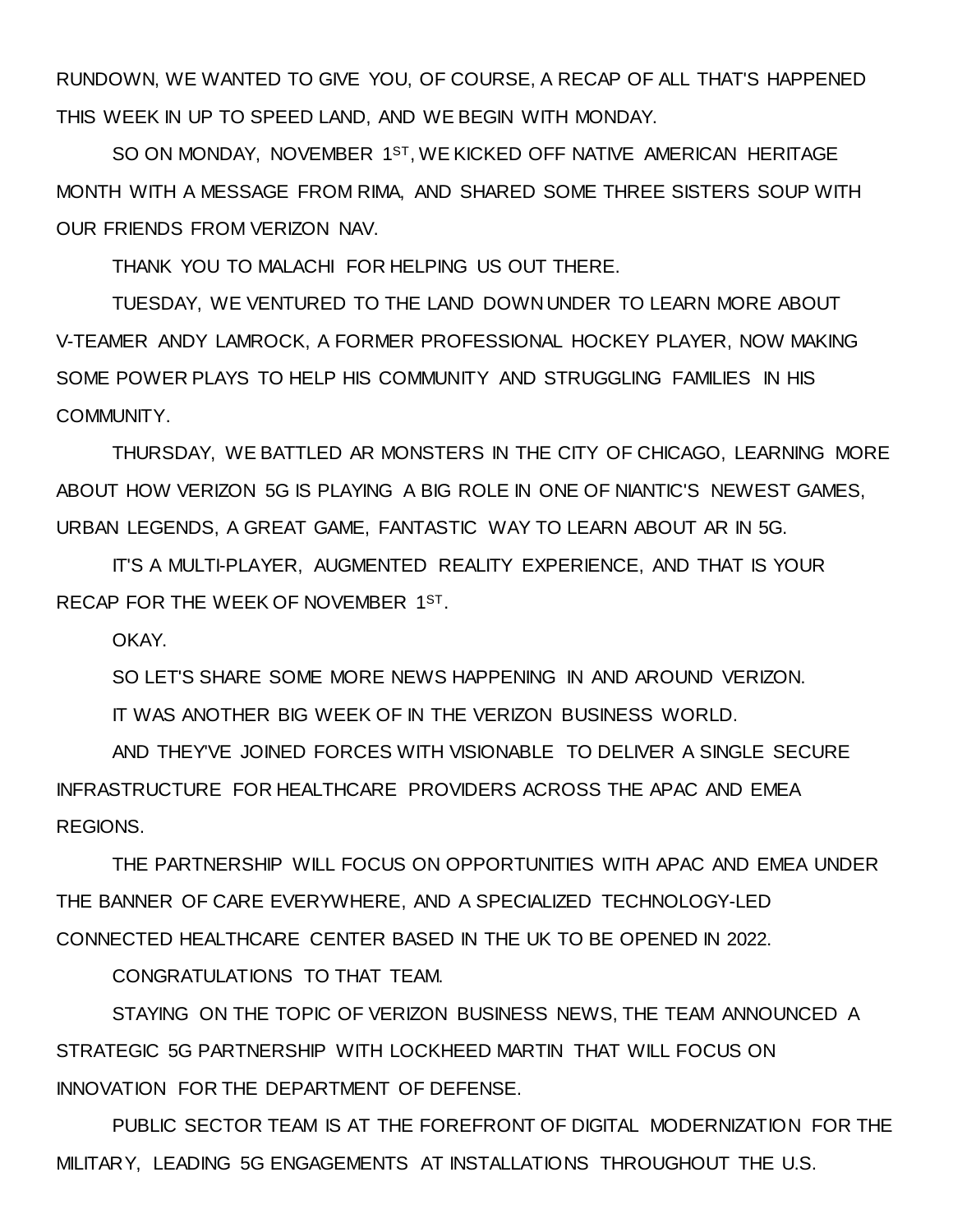RUNDOWN, WE WANTED TO GIVE YOU, OF COURSE, A RECAP OF ALL THAT'S HAPPENED THIS WEEK IN UP TO SPEED LAND, AND WE BEGIN WITH MONDAY.

SO ON MONDAY, NOVEMBER 1ST, WE KICKED OFF NATIVE AMERICAN HERITAGE MONTH WITH A MESSAGE FROM RIMA, AND SHARED SOME THREE SISTERS SOUP WITH OUR FRIENDS FROM VERIZON NAV.

THANK YOU TO MALACHI FOR HELPING US OUT THERE.

TUESDAY, WE VENTURED TO THE LAND DOWN UNDER TO LEARN MORE ABOUT V-TEAMER ANDY LAMROCK, A FORMER PROFESSIONAL HOCKEY PLAYER, NOW MAKING SOME POWER PLAYS TO HELP HIS COMMUNITY AND STRUGGLING FAMILIES IN HIS COMMUNITY.

THURSDAY, WE BATTLED AR MONSTERS IN THE CITY OF CHICAGO, LEARNING MORE ABOUT HOW VERIZON 5G IS PLAYING A BIG ROLE IN ONE OF NIANTIC'S NEWEST GAMES, URBAN LEGENDS, A GREAT GAME, FANTASTIC WAY TO LEARN ABOUT AR IN 5G.

IT'S A MULTI-PLAYER, AUGMENTED REALITY EXPERIENCE, AND THAT IS YOUR RECAP FOR THE WEEK OF NOVEMBER 1ST.

OKAY.

SO LET'S SHARE SOME MORE NEWS HAPPENING IN AND AROUND VERIZON.

IT WAS ANOTHER BIG WEEK OF IN THE VERIZON BUSINESS WORLD.

AND THEY'VE JOINED FORCES WITH VISIONABLE TO DELIVER A SINGLE SECURE INFRASTRUCTURE FOR HEALTHCARE PROVIDERS ACROSS THE APAC AND EMEA REGIONS.

THE PARTNERSHIP WILL FOCUS ON OPPORTUNITIES WITH APAC AND EMEA UNDER THE BANNER OF CARE EVERYWHERE, AND A SPECIALIZED TECHNOLOGY-LED CONNECTED HEALTHCARE CENTER BASED IN THE UK TO BE OPENED IN 2022.

CONGRATULATIONS TO THAT TEAM.

STAYING ON THE TOPIC OF VERIZON BUSINESS NEWS, THE TEAM ANNOUNCED A STRATEGIC 5G PARTNERSHIP WITH LOCKHEED MARTIN THAT WILL FOCUS ON INNOVATION FOR THE DEPARTMENT OF DEFENSE.

PUBLIC SECTOR TEAM IS AT THE FOREFRONT OF DIGITAL MODERNIZATION FOR THE MILITARY, LEADING 5G ENGAGEMENTS AT INSTALLATIONS THROUGHOUT THE U.S.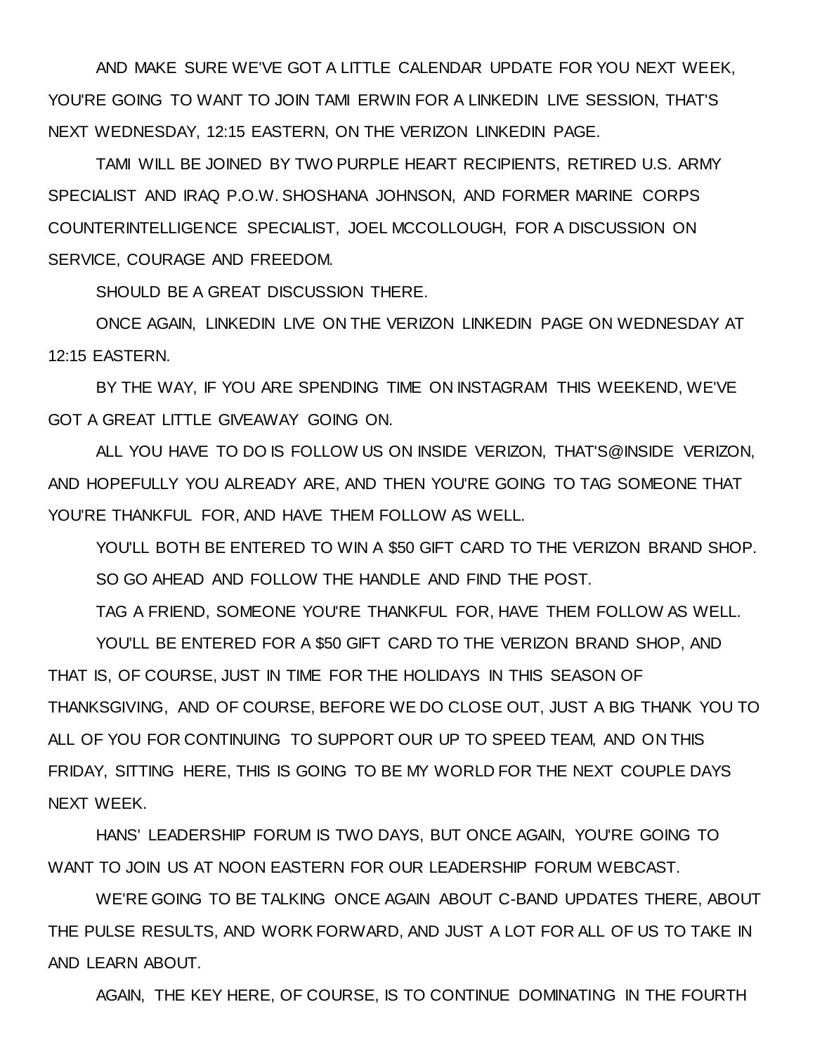AND MAKE SURE WE'VE GOT A LITTLE CALENDAR UPDATE FOR YOU NEXT WEEK, YOU'RE GOING TO WANT TO JOIN TAMI ERWIN FOR A LINKEDIN LIVE SESSION, THAT'S NEXT WEDNESDAY, 12:15 EASTERN, ON THE VERIZON LINKEDIN PAGE.

TAMI WILL BE JOINED BY TWO PURPLE HEART RECIPIENTS, RETIRED U.S. ARMY SPECIALIST AND IRAQ P.O.W. SHOSHANA JOHNSON, AND FORMER MARINE CORPS COUNTERINTELLIGENCE SPECIALIST, JOEL MCCOLLOUGH, FOR A DISCUSSION ON SERVICE, COURAGE AND FREEDOM.

SHOULD BE A GREAT DISCUSSION THERE.

ONCE AGAIN, LINKEDIN LIVE ON THE VERIZON LINKEDIN PAGE ON WEDNESDAY AT 12:15 EASTERN.

BY THE WAY, IF YOU ARE SPENDING TIME ON INSTAGRAM THIS WEEKEND, WE'VE GOT A GREAT LITTLE GIVEAWAY GOING ON.

ALL YOU HAVE TO DO IS FOLLOW US ON INSIDE VERIZON, THAT'S@INSIDE VERIZON, AND HOPEFULLY YOU ALREADY ARE, AND THEN YOU'RE GOING TO TAG SOMEONE THAT YOU'RE THANKFUL FOR, AND HAVE THEM FOLLOW AS WELL.

YOU'LL BOTH BE ENTERED TO WIN A $50 GIFT CARD TO THE VERIZON BRAND SHOP.

SO GO AHEAD AND FOLLOW THE HANDLE AND FIND THE POST.

TAG A FRIEND, SOMEONE YOU'RE THANKFUL FOR, HAVE THEM FOLLOW AS WELL.

YOU'LL BE ENTERED FOR A $50 GIFT CARD TO THE VERIZON BRAND SHOP, AND THAT IS, OF COURSE, JUST IN TIME FOR THE HOLIDAYS IN THIS SEASON OF THANKSGIVING, AND OF COURSE, BEFORE WE DO CLOSE OUT, JUST A BIG THANK YOU TO ALL OF YOU FOR CONTINUING TO SUPPORT OUR UP TO SPEED TEAM, AND ON THIS FRIDAY, SITTING HERE, THIS IS GOING TO BE MY WORLD FOR THE NEXT COUPLE DAYS NEXT WEEK.

HANS' LEADERSHIP FORUM IS TWO DAYS, BUT ONCE AGAIN, YOU'RE GOING TO WANT TO JOIN US AT NOON EASTERN FOR OUR LEADERSHIP FORUM WEBCAST.

WE'RE GOING TO BE TALKING ONCE AGAIN ABOUT C-BAND UPDATES THERE, ABOUT THE PULSE RESULTS, AND WORK FORWARD, AND JUST A LOT FOR ALL OF US TO TAKE IN AND LEARN ABOUT.

AGAIN, THE KEY HERE, OF COURSE, IS TO CONTINUE DOMINATING IN THE FOURTH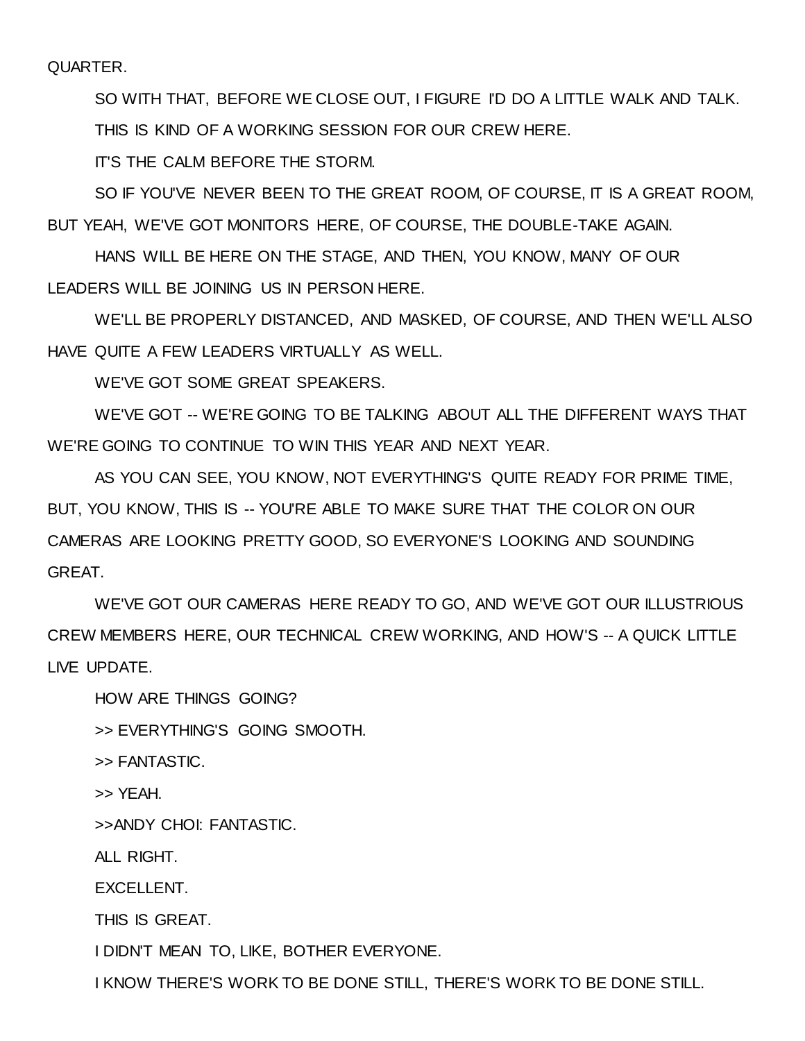QUARTER.

SO WITH THAT, BEFORE WE CLOSE OUT, I FIGURE I'D DO A LITTLE WALK AND TALK.

THIS IS KIND OF A WORKING SESSION FOR OUR CREW HERE.

IT'S THE CALM BEFORE THE STORM.

SO IF YOU'VE NEVER BEEN TO THE GREAT ROOM, OF COURSE, IT IS A GREAT ROOM, BUT YEAH, WE'VE GOT MONITORS HERE, OF COURSE, THE DOUBLE-TAKE AGAIN.

HANS WILL BE HERE ON THE STAGE, AND THEN, YOU KNOW, MANY OF OUR LEADERS WILL BE JOINING US IN PERSON HERE.

WE'LL BE PROPERLY DISTANCED, AND MASKED, OF COURSE, AND THEN WE'LL ALSO HAVE QUITE A FEW LEADERS VIRTUALLY AS WELL.

WE'VE GOT SOME GREAT SPEAKERS.

WE'VE GOT -- WE'RE GOING TO BE TALKING ABOUT ALL THE DIFFERENT WAYS THAT WE'RE GOING TO CONTINUE TO WIN THIS YEAR AND NEXT YEAR.

AS YOU CAN SEE, YOU KNOW, NOT EVERYTHING'S QUITE READY FOR PRIME TIME, BUT, YOU KNOW, THIS IS -- YOU'RE ABLE TO MAKE SURE THAT THE COLOR ON OUR CAMERAS ARE LOOKING PRETTY GOOD, SO EVERYONE'S LOOKING AND SOUNDING GREAT.

WE'VE GOT OUR CAMERAS HERE READY TO GO, AND WE'VE GOT OUR ILLUSTRIOUS CREW MEMBERS HERE, OUR TECHNICAL CREW WORKING, AND HOW'S -- A QUICK LITTLE LIVE UPDATE.

HOW ARE THINGS GOING?

>> EVERYTHING'S GOING SMOOTH.

>> FANTASTIC.

>> YEAH.

>>ANDY CHOI: FANTASTIC.

ALL RIGHT.

EXCELLENT.

THIS IS GREAT.

I DIDN'T MEAN TO, LIKE, BOTHER EVERYONE.

I KNOW THERE'S WORK TO BE DONE STILL, THERE'S WORK TO BE DONE STILL.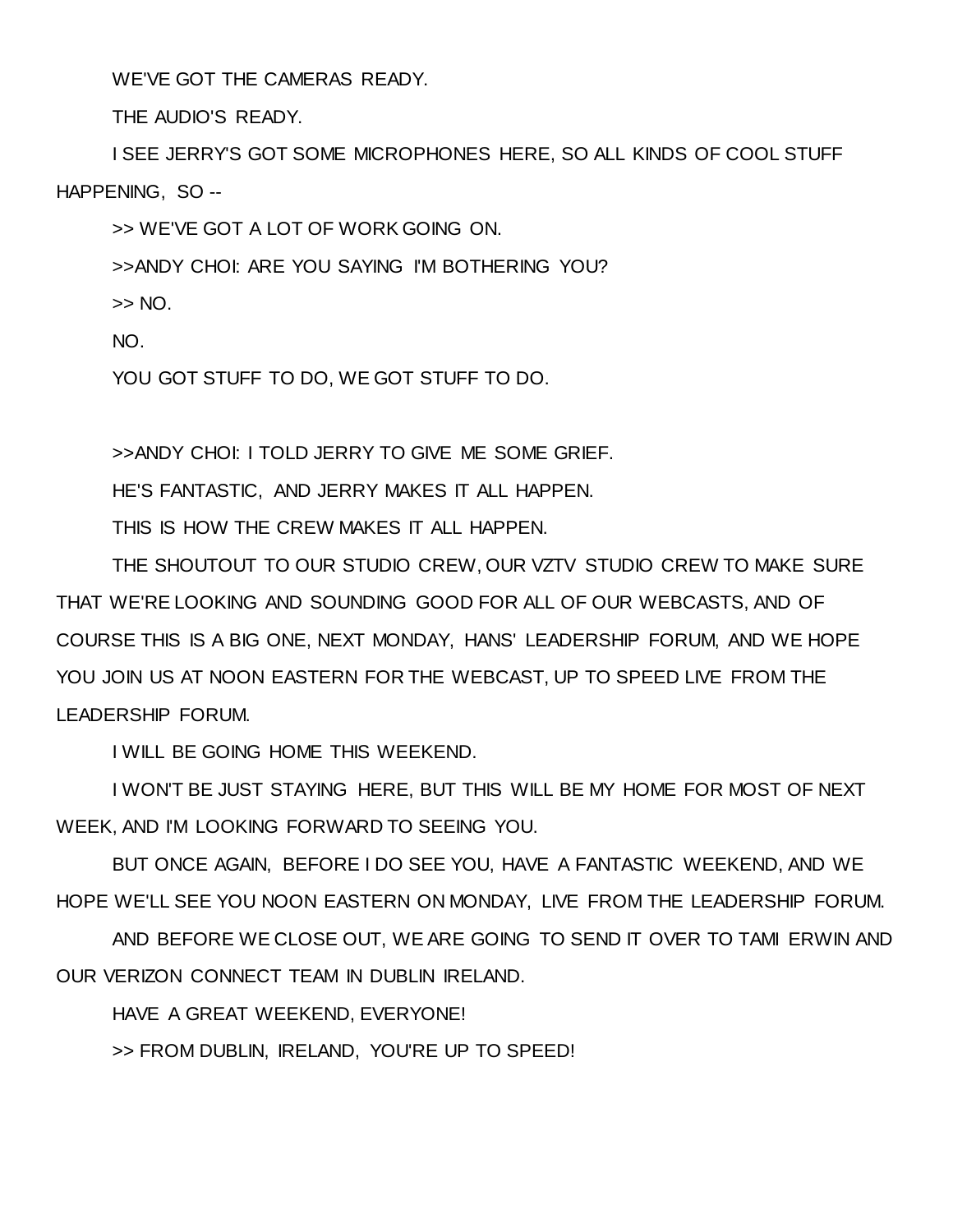WE'VE GOT THE CAMERAS READY.

THE AUDIO'S READY.

I SEE JERRY'S GOT SOME MICROPHONES HERE, SO ALL KINDS OF COOL STUFF HAPPENING, SO --

>> WE'VE GOT A LOT OF WORK GOING ON.

>>ANDY CHOI: ARE YOU SAYING I'M BOTHERING YOU?

>> NO.

NO.

YOU GOT STUFF TO DO, WE GOT STUFF TO DO.

>>ANDY CHOI: I TOLD JERRY TO GIVE ME SOME GRIEF.

HE'S FANTASTIC, AND JERRY MAKES IT ALL HAPPEN.

THIS IS HOW THE CREW MAKES IT ALL HAPPEN.

THE SHOUTOUT TO OUR STUDIO CREW, OUR VZTV STUDIO CREW TO MAKE SURE THAT WE'RE LOOKING AND SOUNDING GOOD FOR ALL OF OUR WEBCASTS, AND OF COURSE THIS IS A BIG ONE, NEXT MONDAY, HANS' LEADERSHIP FORUM, AND WE HOPE YOU JOIN US AT NOON EASTERN FOR THE WEBCAST, UP TO SPEED LIVE FROM THE LEADERSHIP FORUM.

I WILL BE GOING HOME THIS WEEKEND.

I WON'T BE JUST STAYING HERE, BUT THIS WILL BE MY HOME FOR MOST OF NEXT WEEK, AND I'M LOOKING FORWARD TO SEEING YOU.

BUT ONCE AGAIN, BEFORE I DO SEE YOU, HAVE A FANTASTIC WEEKEND, AND WE HOPE WE'LL SEE YOU NOON EASTERN ON MONDAY, LIVE FROM THE LEADERSHIP FORUM.

AND BEFORE WE CLOSE OUT, WE ARE GOING TO SEND IT OVER TO TAMI ERWIN AND OUR VERIZON CONNECT TEAM IN DUBLIN IRELAND.

HAVE A GREAT WEEKEND, EVERYONE!

>> FROM DUBLIN, IRELAND, YOU'RE UP TO SPEED!